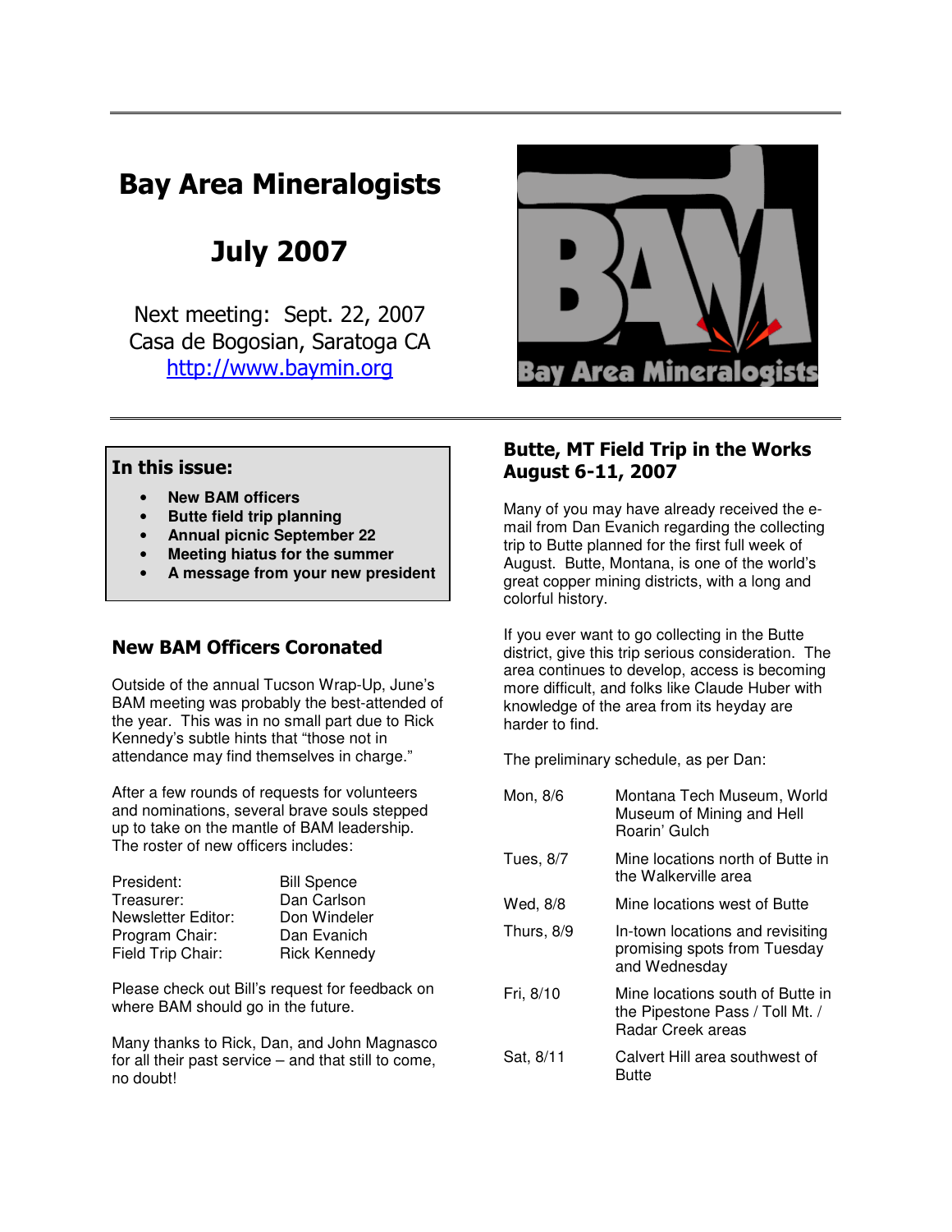# Bay Area Mineralogists

# July 2007

Next meeting: Sept. 22, 2007
Casa de Bogosian, Saratoga CA
http://www.baymin.org

**In this issue:**

- **New BAM officers**
- **Butte field trip planning**
- **Annual picnic September 22**
- **Meeting hiatus for the summer**
- **A message from your new president**

## New BAM Officers Coronated

Outside of the annual Tucson Wrap-Up, June's BAM meeting was probably the best-attended of the year. This was in no small part due to Rick Kennedy's subtle hints that "those not in attendance may find themselves in charge."

After a few rounds of requests for volunteers and nominations, several brave souls stepped up to take on the mantle of BAM leadership. The roster of new officers includes:

| | |
|---|---|
| President: | Bill Spence |
| Treasurer: | Dan Carlson |
| Newsletter Editor: | Don Windeler |
| Program Chair: | Dan Evanich |
| Field Trip Chair: | Rick Kennedy |

Please check out Bill's request for feedback on where BAM should go in the future.

Many thanks to Rick, Dan, and John Magnasco for all their past service – and that still to come, no doubt!

## Butte, MT Field Trip in the Works August 6-11, 2007

Many of you may have already received the e-mail from Dan Evanich regarding the collecting trip to Butte planned for the first full week of August. Butte, Montana, is one of the world's great copper mining districts, with a long and colorful history.

If you ever want to go collecting in the Butte district, give this trip serious consideration. The area continues to develop, access is becoming more difficult, and folks like Claude Huber with knowledge of the area from its heyday are harder to find.

The preliminary schedule, as per Dan:

| | |
|---|---|
| Mon, 8/6 | Montana Tech Museum, World Museum of Mining and Hell Roarin' Gulch |
| Tues, 8/7 | Mine locations north of Butte in the Walkerville area |
| Wed, 8/8 | Mine locations west of Butte |
| Thurs, 8/9 | In-town locations and revisiting promising spots from Tuesday and Wednesday |
| Fri, 8/10 | Mine locations south of Butte in the Pipestone Pass / Toll Mt. / Radar Creek areas |
| Sat, 8/11 | Calvert Hill area southwest of Butte |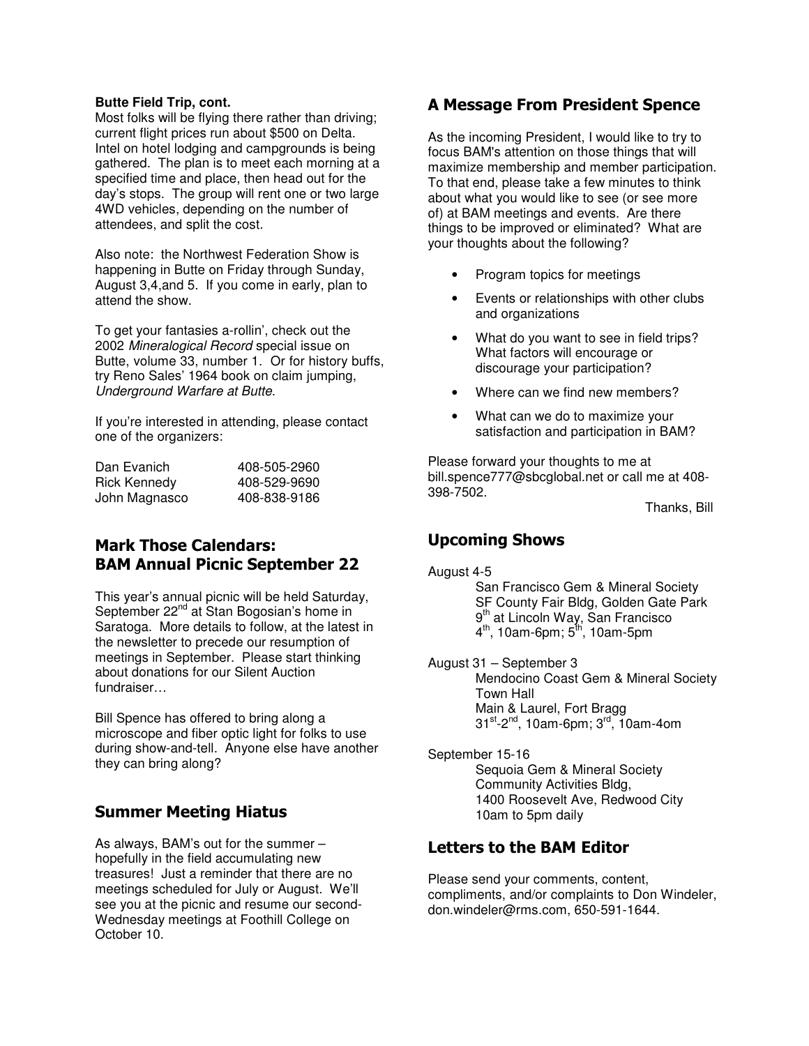**Butte Field Trip, cont.**

Most folks will be flying there rather than driving; current flight prices run about $500 on Delta. Intel on hotel lodging and campgrounds is being gathered. The plan is to meet each morning at a specified time and place, then head out for the day's stops. The group will rent one or two large 4WD vehicles, depending on the number of attendees, and split the cost.

Also note: the Northwest Federation Show is happening in Butte on Friday through Sunday, August 3,4,and 5. If you come in early, plan to attend the show.

To get your fantasies a-rollin', check out the 2002 *Mineralogical Record* special issue on Butte, volume 33, number 1. Or for history buffs, try Reno Sales' 1964 book on claim jumping, *Underground Warfare at Butte*.

If you're interested in attending, please contact one of the organizers:

| | |
|---|---|
| Dan Evanich | 408-505-2960 |
| Rick Kennedy | 408-529-9690 |
| John Magnasco | 408-838-9186 |

## Mark Those Calendars: BAM Annual Picnic September 22

This year's annual picnic will be held Saturday, September 22nd at Stan Bogosian's home in Saratoga. More details to follow, at the latest in the newsletter to precede our resumption of meetings in September. Please start thinking about donations for our Silent Auction fundraiser…

Bill Spence has offered to bring along a microscope and fiber optic light for folks to use during show-and-tell. Anyone else have another they can bring along?

## Summer Meeting Hiatus

As always, BAM's out for the summer – hopefully in the field accumulating new treasures! Just a reminder that there are no meetings scheduled for July or August. We'll see you at the picnic and resume our second-Wednesday meetings at Foothill College on October 10.

## A Message From President Spence

As the incoming President, I would like to try to focus BAM's attention on those things that will maximize membership and member participation. To that end, please take a few minutes to think about what you would like to see (or see more of) at BAM meetings and events. Are there things to be improved or eliminated? What are your thoughts about the following?

- Program topics for meetings
- Events or relationships with other clubs and organizations
- What do you want to see in field trips? What factors will encourage or discourage your participation?
- Where can we find new members?
- What can we do to maximize your satisfaction and participation in BAM?

Please forward your thoughts to me at bill.spence777@sbcglobal.net or call me at 408-398-7502.

Thanks, Bill

## Upcoming Shows

August 4-5
San Francisco Gem & Mineral Society
SF County Fair Bldg, Golden Gate Park
9th at Lincoln Way, San Francisco
4th, 10am-6pm; 5th, 10am-5pm

August 31 – September 3
Mendocino Coast Gem & Mineral Society
Town Hall
Main & Laurel, Fort Bragg
31st-2nd, 10am-6pm; 3rd, 10am-4om

September 15-16
Sequoia Gem & Mineral Society
Community Activities Bldg,
1400 Roosevelt Ave, Redwood City
10am to 5pm daily

## Letters to the BAM Editor

Please send your comments, content, compliments, and/or complaints to Don Windeler, don.windeler@rms.com, 650-591-1644.